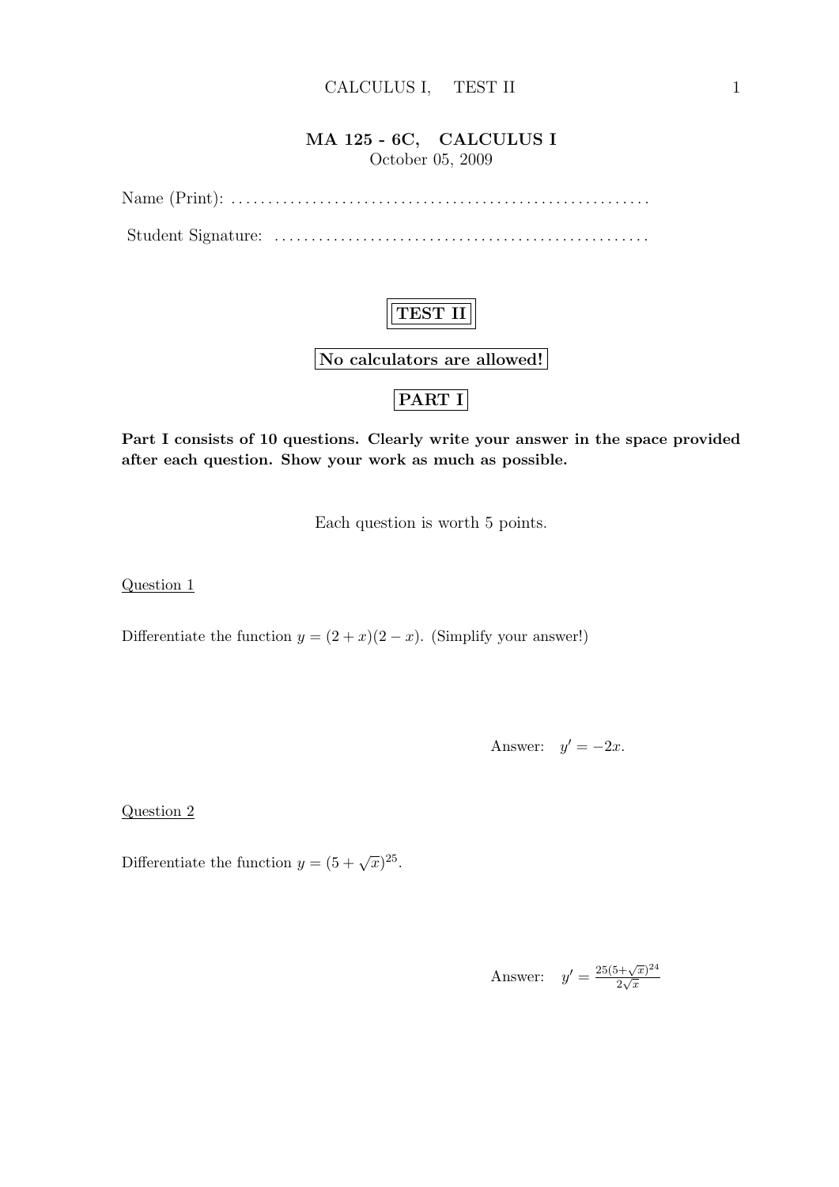# MA 125 - 6C, CALCULUS I

October 05, 2009

Name (Print): ........................................................

Student Signature: ..................................................

**TEST II**

**No calculators are allowed!**

**PART I**

**Part I consists of 10 questions. Clearly write your answer in the space provided after each question. Show your work as much as possible.**

Each question is worth 5 points.

Question 1

Differentiate the function $y = (2+x)(2-x)$. (Simplify your answer!)

Answer: $y' = -2x$.

Question 2

Differentiate the function $y = (5+\sqrt{x})^{25}$.

Answer: $y' = \frac{25(5+\sqrt{x})^{24}}{2\sqrt{x}}$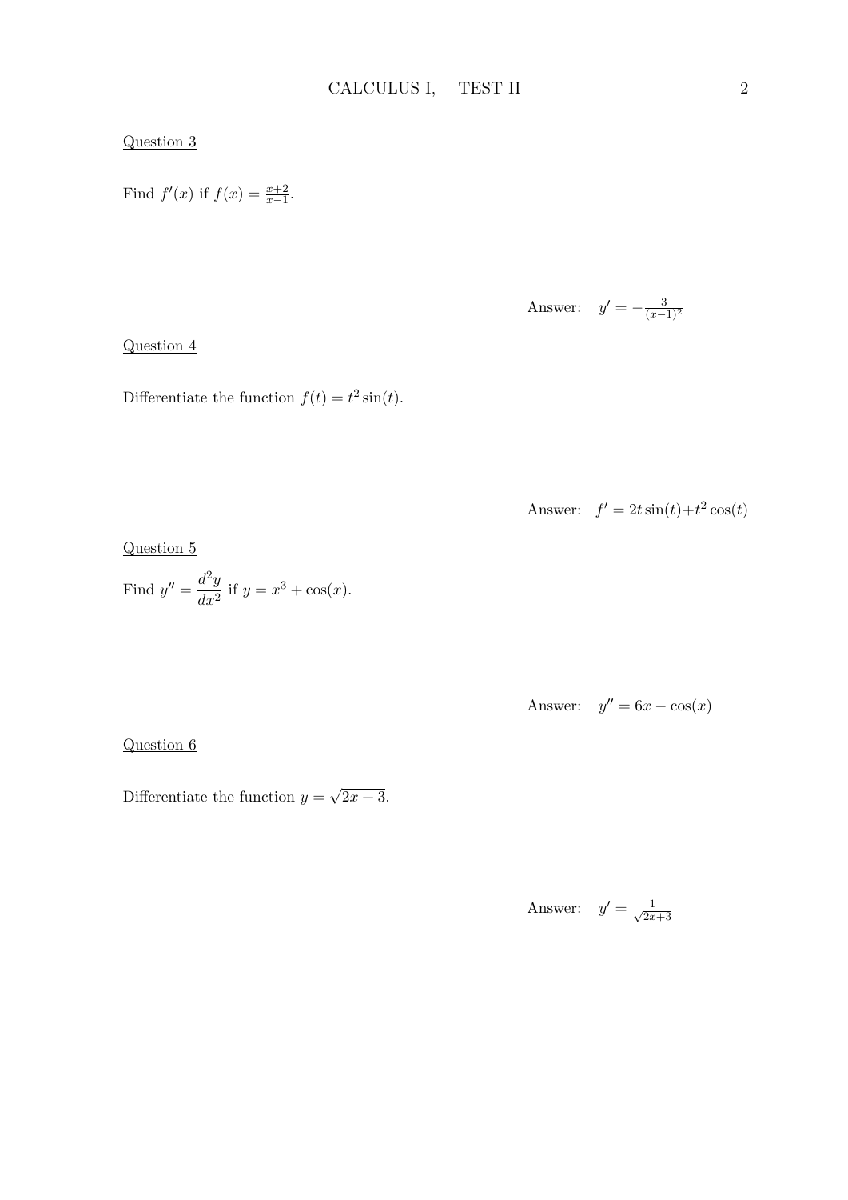Question 3

Find $f'(x)$ if $f(x) = \frac{x+2}{x-1}$.

Answer: $y' = -\frac{3}{(x-1)^2}$

Question 4

Differentiate the function $f(t) = t^2 \sin(t)$.

Answer: $f' = 2t\sin(t) + t^2\cos(t)$

Question 5

Find $y'' = \dfrac{d^2y}{dx^2}$ if $y = x^3 + \cos(x)$.

Answer: $y'' = 6x - \cos(x)$

Question 6

Differentiate the function $y = \sqrt{2x+3}$.

Answer: $y' = \frac{1}{\sqrt{2x+3}}$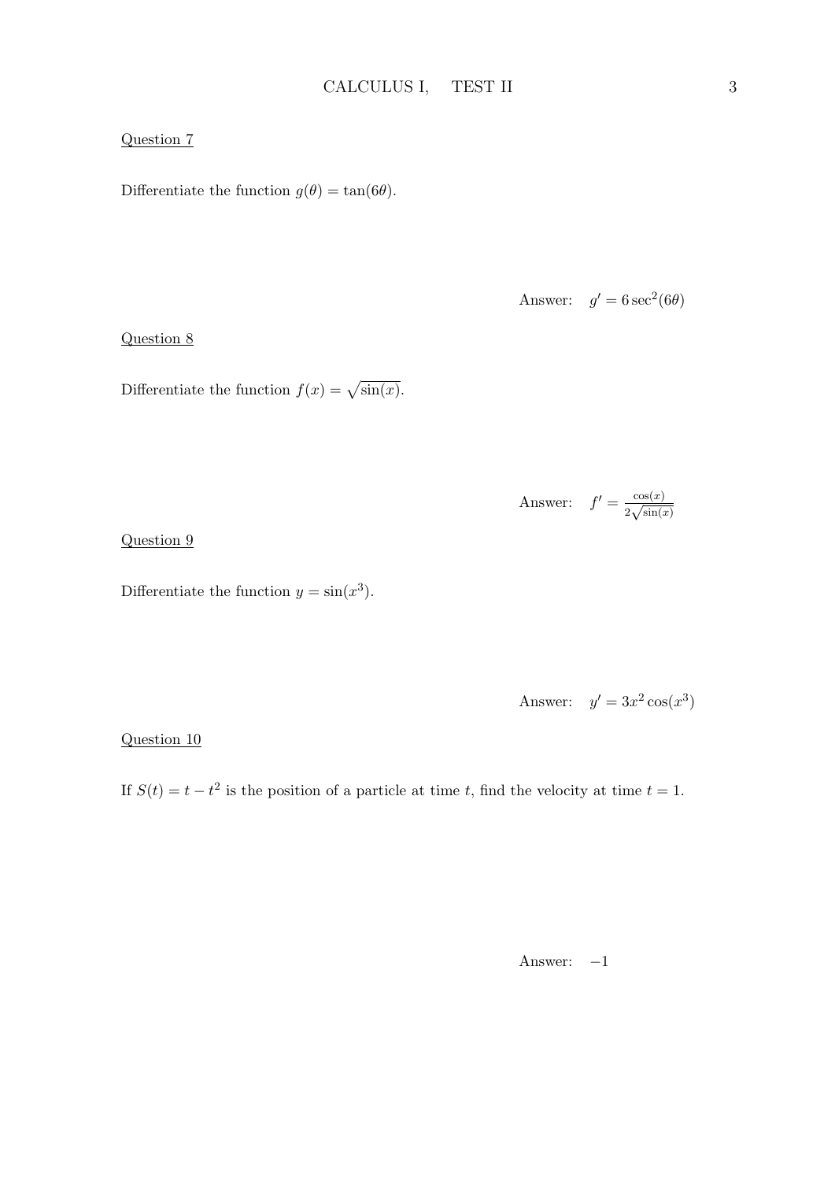Question 7

Differentiate the function $g(\theta) = \tan(6\theta)$.

Answer: $g' = 6\sec^2(6\theta)$

Question 8

Differentiate the function $f(x) = \sqrt{\sin(x)}$.

Answer: $f' = \frac{\cos(x)}{2\sqrt{\sin(x)}}$

Question 9

Differentiate the function $y = \sin(x^3)$.

Answer: $y' = 3x^2 \cos(x^3)$

Question 10

If $S(t) = t - t^2$ is the position of a particle at time $t$, find the velocity at time $t = 1$.

Answer: $-1$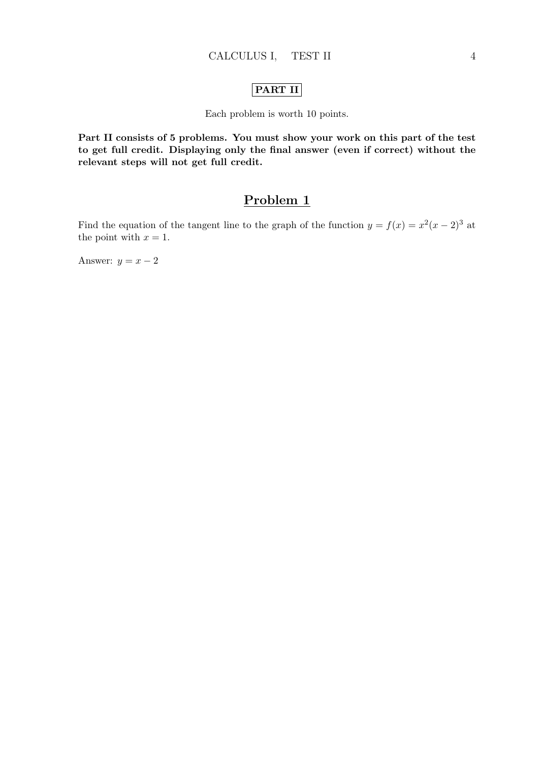## PART II

Each problem is worth 10 points.

**Part II consists of 5 problems. You must show your work on this part of the test to get full credit. Displaying only the final answer (even if correct) without the relevant steps will not get full credit.**

## Problem 1

Find the equation of the tangent line to the graph of the function $y = f(x) = x^2(x-2)^3$ at the point with $x = 1$.

Answer: $y = x - 2$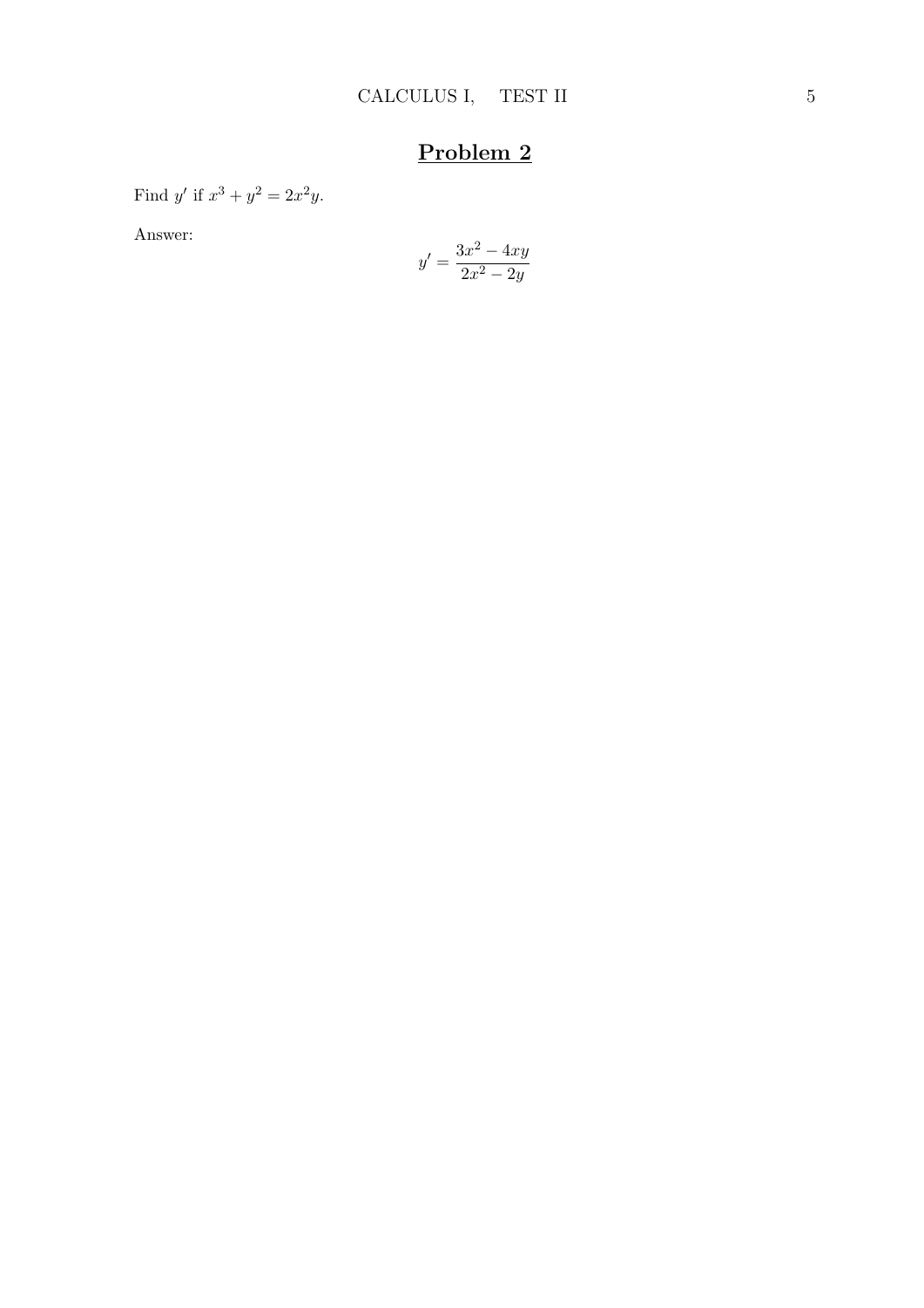# Problem 2

Find $y'$ if $x^3 + y^2 = 2x^2y$.

Answer:

$$y' = \frac{3x^2 - 4xy}{2x^2 - 2y}$$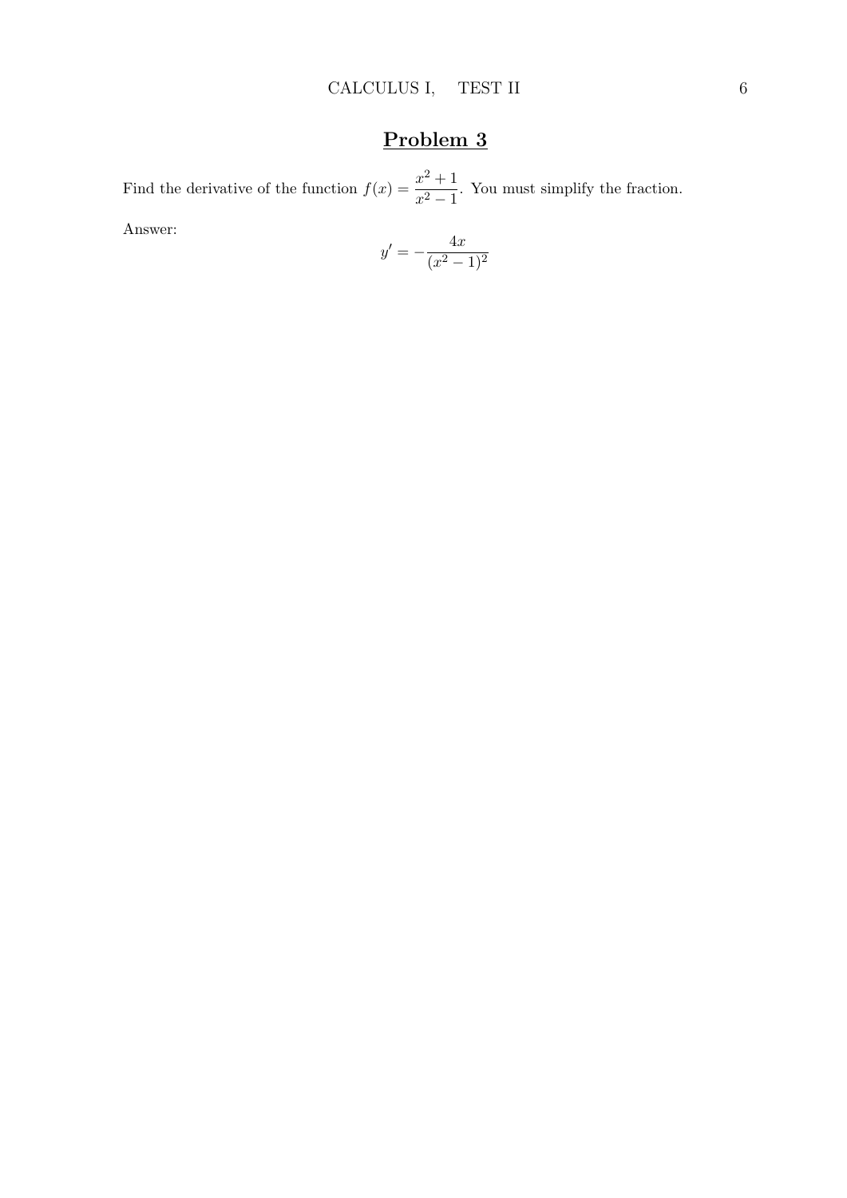# Problem 3

Find the derivative of the function $f(x) = \dfrac{x^2+1}{x^2-1}$. You must simplify the fraction.

Answer:

$$y' = -\frac{4x}{(x^2-1)^2}$$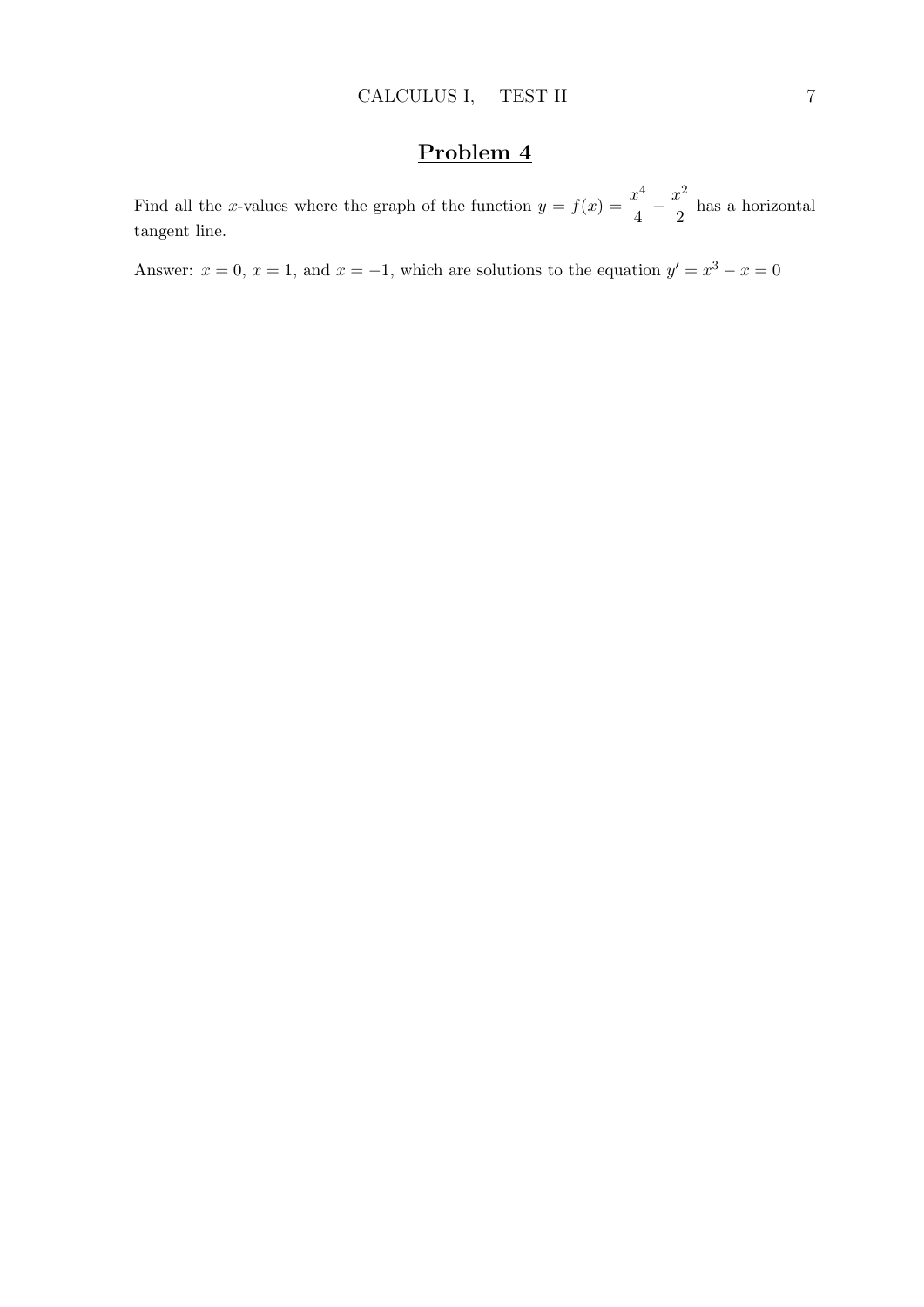## Problem 4

Find all the $x$-values where the graph of the function $y = f(x) = \frac{x^4}{4} - \frac{x^2}{2}$ has a horizontal tangent line.

Answer: $x = 0$, $x = 1$, and $x = -1$, which are solutions to the equation $y' = x^3 - x = 0$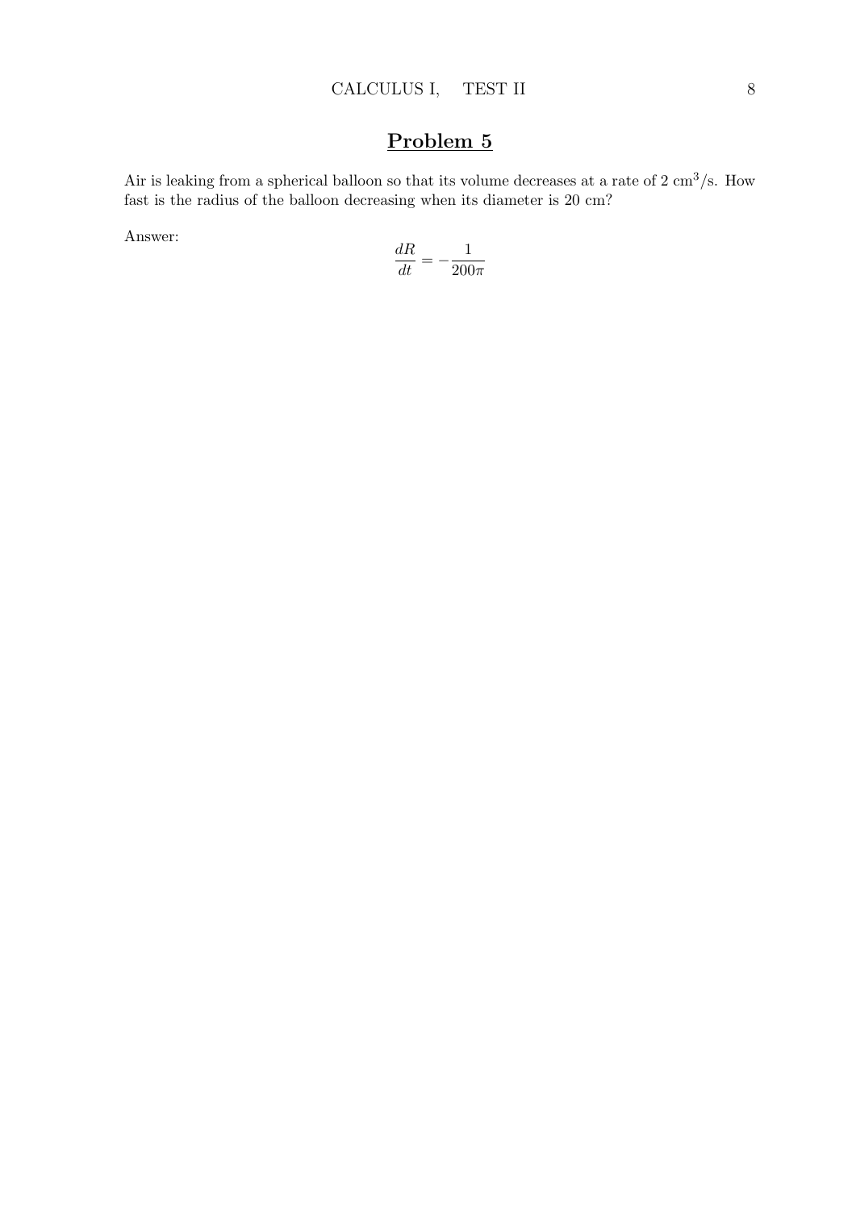## Problem 5

Air is leaking from a spherical balloon so that its volume decreases at a rate of 2 $\text{cm}^3/\text{s}$. How fast is the radius of the balloon decreasing when its diameter is 20 cm?

Answer:

$$\frac{dR}{dt} = -\frac{1}{200\pi}$$